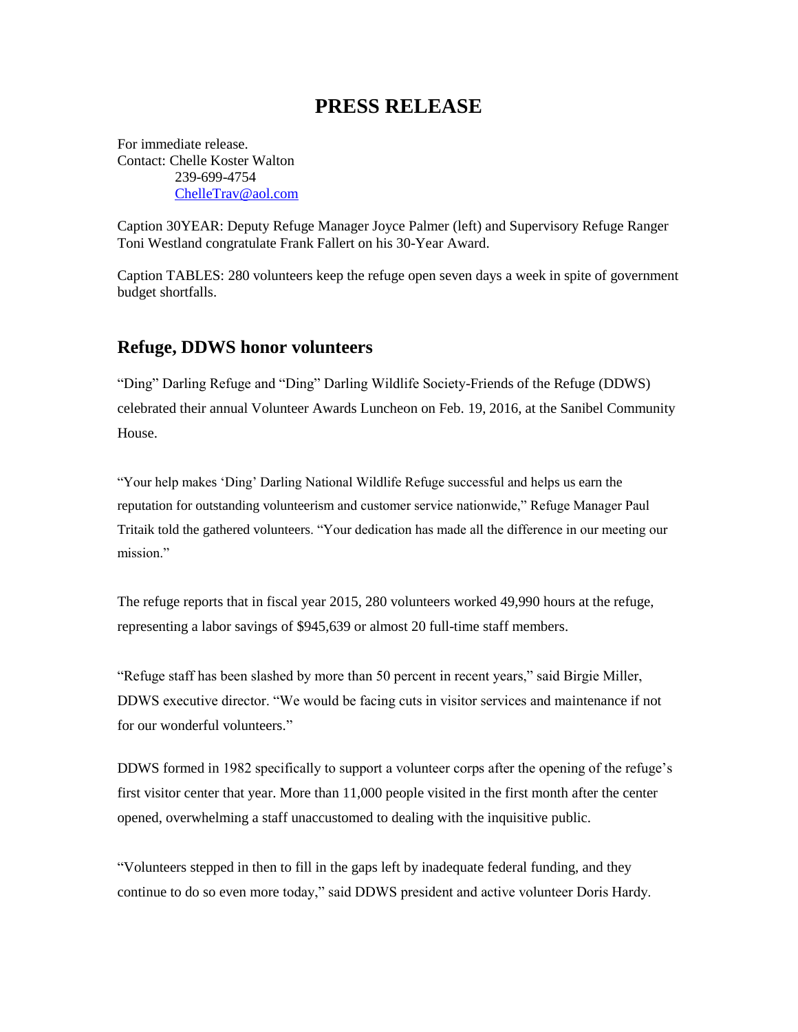# PRESS RELEASE

For immediate release.
Contact: Chelle Koster Walton
239-699-4754
ChelleTrav@aol.com

Caption 30YEAR: Deputy Refuge Manager Joyce Palmer (left) and Supervisory Refuge Ranger Toni Westland congratulate Frank Fallert on his 30-Year Award.

Caption TABLES: 280 volunteers keep the refuge open seven days a week in spite of government budget shortfalls.

## Refuge, DDWS honor volunteers

"Ding" Darling Refuge and "Ding" Darling Wildlife Society-Friends of the Refuge (DDWS) celebrated their annual Volunteer Awards Luncheon on Feb. 19, 2016, at the Sanibel Community House.

"Your help makes 'Ding' Darling National Wildlife Refuge successful and helps us earn the reputation for outstanding volunteerism and customer service nationwide," Refuge Manager Paul Tritaik told the gathered volunteers. "Your dedication has made all the difference in our meeting our mission."

The refuge reports that in fiscal year 2015, 280 volunteers worked 49,990 hours at the refuge, representing a labor savings of $945,639 or almost 20 full-time staff members.

"Refuge staff has been slashed by more than 50 percent in recent years," said Birgie Miller, DDWS executive director. "We would be facing cuts in visitor services and maintenance if not for our wonderful volunteers."

DDWS formed in 1982 specifically to support a volunteer corps after the opening of the refuge's first visitor center that year. More than 11,000 people visited in the first month after the center opened, overwhelming a staff unaccustomed to dealing with the inquisitive public.

"Volunteers stepped in then to fill in the gaps left by inadequate federal funding, and they continue to do so even more today," said DDWS president and active volunteer Doris Hardy.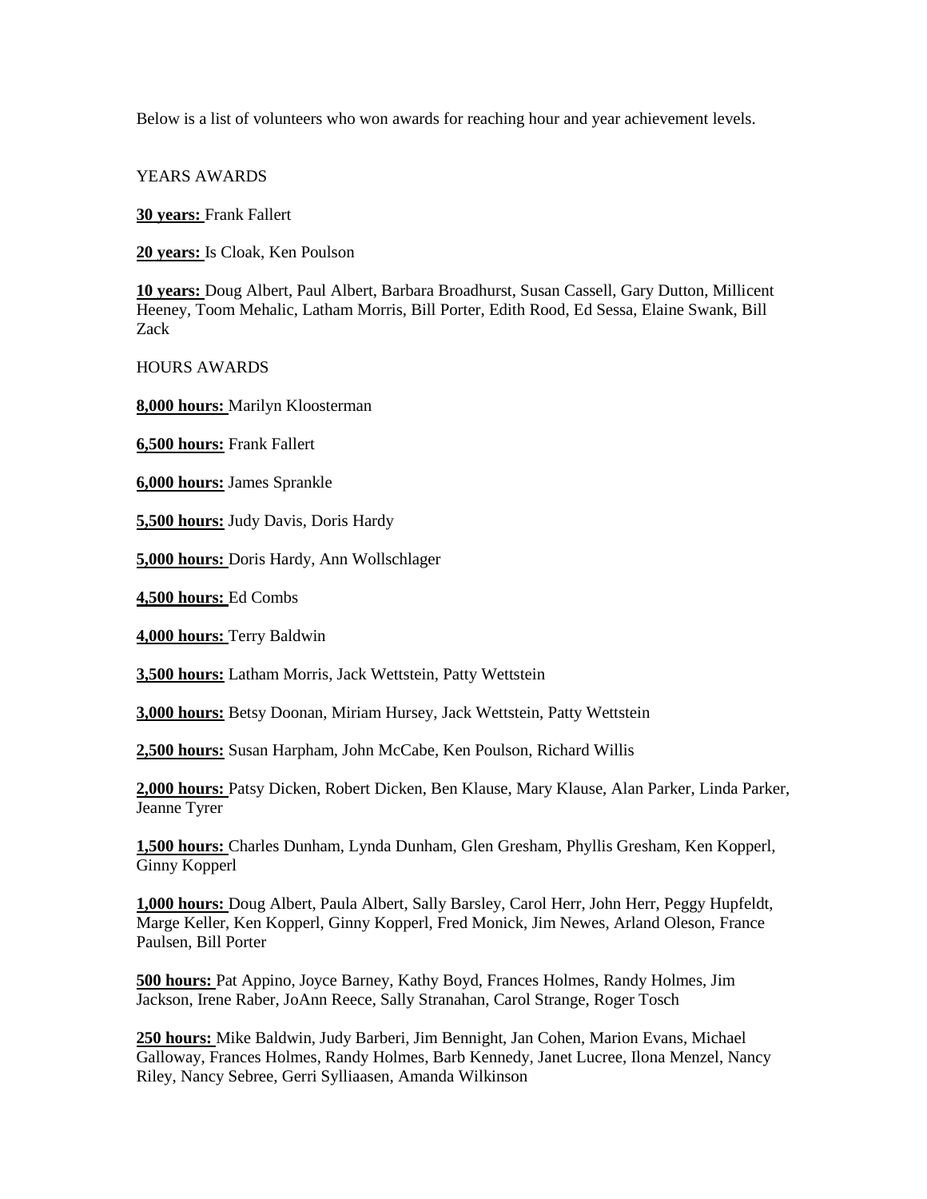Below is a list of volunteers who won awards for reaching hour and year achievement levels.

YEARS AWARDS

**30 years:** Frank Fallert

**20 years:** Is Cloak, Ken Poulson

**10 years:** Doug Albert, Paul Albert, Barbara Broadhurst, Susan Cassell, Gary Dutton, Millicent Heeney, Toom Mehalic, Latham Morris, Bill Porter, Edith Rood, Ed Sessa, Elaine Swank, Bill Zack

HOURS AWARDS

**8,000 hours:** Marilyn Kloosterman

**6,500 hours:** Frank Fallert

**6,000 hours:** James Sprankle

**5,500 hours:** Judy Davis, Doris Hardy

**5,000 hours:** Doris Hardy, Ann Wollschlager

**4,500 hours:** Ed Combs

**4,000 hours:** Terry Baldwin

**3,500 hours:** Latham Morris, Jack Wettstein, Patty Wettstein

**3,000 hours:** Betsy Doonan, Miriam Hursey, Jack Wettstein, Patty Wettstein

**2,500 hours:** Susan Harpham, John McCabe, Ken Poulson, Richard Willis

**2,000 hours:** Patsy Dicken, Robert Dicken, Ben Klause, Mary Klause, Alan Parker, Linda Parker, Jeanne Tyrer

**1,500 hours:** Charles Dunham, Lynda Dunham, Glen Gresham, Phyllis Gresham, Ken Kopperl, Ginny Kopperl

**1,000 hours:** Doug Albert, Paula Albert, Sally Barsley, Carol Herr, John Herr, Peggy Hupfeldt, Marge Keller, Ken Kopperl, Ginny Kopperl, Fred Monick, Jim Newes, Arland Oleson, France Paulsen, Bill Porter

**500 hours:** Pat Appino, Joyce Barney, Kathy Boyd, Frances Holmes, Randy Holmes, Jim Jackson, Irene Raber, JoAnn Reece, Sally Stranahan, Carol Strange, Roger Tosch

**250 hours:** Mike Baldwin, Judy Barberi, Jim Bennight, Jan Cohen, Marion Evans, Michael Galloway, Frances Holmes, Randy Holmes, Barb Kennedy, Janet Lucree, Ilona Menzel, Nancy Riley, Nancy Sebree, Gerri Sylliaasen, Amanda Wilkinson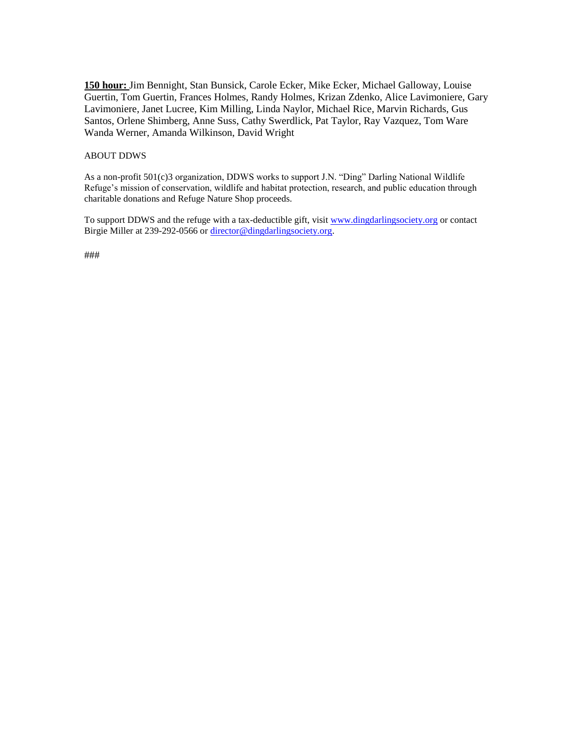**150 hour:** Jim Bennight, Stan Bunsick, Carole Ecker, Mike Ecker, Michael Galloway, Louise Guertin, Tom Guertin, Frances Holmes, Randy Holmes, Krizan Zdenko, Alice Lavimoniere, Gary Lavimoniere, Janet Lucree, Kim Milling, Linda Naylor, Michael Rice, Marvin Richards, Gus Santos, Orlene Shimberg, Anne Suss, Cathy Swerdlick, Pat Taylor, Ray Vazquez, Tom Ware Wanda Werner, Amanda Wilkinson, David Wright

ABOUT DDWS

As a non-profit 501(c)3 organization, DDWS works to support J.N. "Ding" Darling National Wildlife Refuge's mission of conservation, wildlife and habitat protection, research, and public education through charitable donations and Refuge Nature Shop proceeds.

To support DDWS and the refuge with a tax-deductible gift, visit www.dingdarlingsociety.org or contact Birgie Miller at 239-292-0566 or director@dingdarlingsociety.org.

###